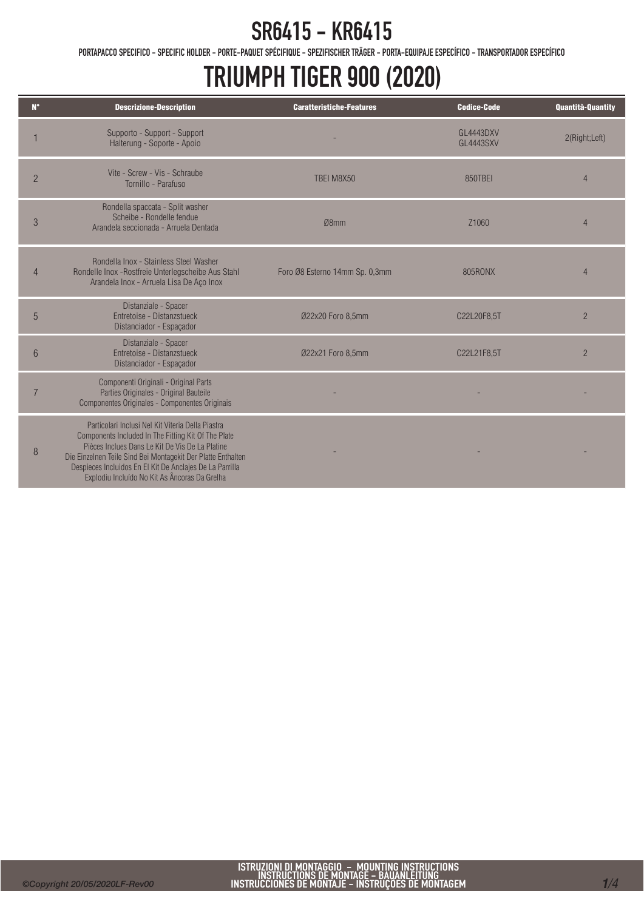# SR6415 - KR6415

PORTAPACCO SPECIFICO - SPECIFIC HOLDER - PORTE-PAQUET SPÉCIFIQUE - SPEZIFISCHER TRÄGER - PORTA-EQUIPAJE ESPECÍFICO - TRANSPORTADOR ESPECÍFICO

# TRIUMPH TIGER 900 (2020)

| N° | Descrizione-Description | Caratteristiche-Features | Codice-Code | Quantità-Quantity |
|---|---|---|---|---|
| 1 | Supporto - Support - Support Halterung - Soporte - Apoio | - | GL4443DXV GL4443SXV | 2(Right;Left) |
| 2 | Vite - Screw - Vis - Schraube Tornillo - Parafuso | TBEI M8X50 | 850TBEI | 4 |
| 3 | Rondella spaccata - Split washer Scheibe - Rondelle fendue Arandela seccionada - Arruela Dentada | Ø8mm | Z1060 | 4 |
| 4 | Rondella Inox - Stainless Steel Washer Rondelle Inox -Rostfreie Unterlegscheibe Aus Stahl Arandela Inox - Arruela Lisa De Aço Inox | Foro Ø8 Esterno 14mm Sp. 0,3mm | 805RONX | 4 |
| 5 | Distanziale - Spacer Entretoise - Distanzstueck Distanciador - Espaçador | Ø22x20 Foro 8,5mm | C22L20F8,5T | 2 |
| 6 | Distanziale - Spacer Entretoise - Distanzstueck Distanciador - Espaçador | Ø22x21 Foro 8,5mm | C22L21F8,5T | 2 |
| 7 | Componenti Originali - Original Parts Parties Originales - Original Bauteile Componentes Originales - Componentes Originais | - | - | - |
| 8 | Particolari Inclusi Nel Kit Viteria Della Piastra Components Included In The Fitting Kit Of The Plate Pièces Inclues Dans Le Kit De Vis De La Platine Die Einzelnen Teile Sind Bei Montagekit Der Platte Enthalten Despieces Incluidos En El Kit De Anclajes De La Parrilla Explodiu Incluído No Kit As Âncoras Da Grelha | - | - | - |

ISTRUZIONI DI MONTAGGIO - MOUNTING INSTRUCTIONS
INSTRUCTIONS DE MONTAGE - BAUANLEITUNG
INSTRUCCIONES DE MONTAJE - INSTRUÇÕES DE MONTAGEM

©Copyright 20/05/2020LF-Rev00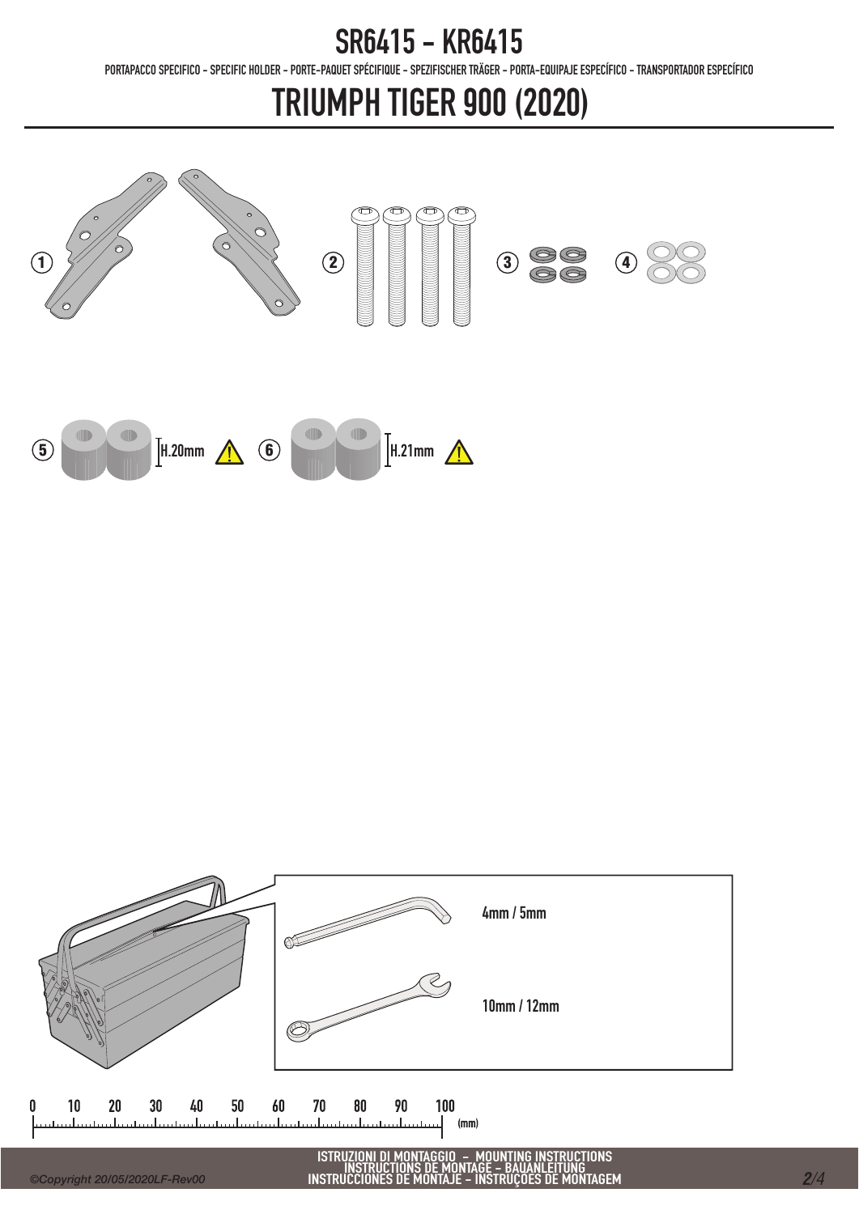# SR6415 - KR6415

PORTAPACCO SPECIFICO - SPECIFIC HOLDER - PORTE-PAQUET SPÉCIFIQUE - SPEZIFISCHER TRÄGER - PORTA-EQUIPAJE ESPECÍFICO - TRANSPORTADOR ESPECÍFICO

# TRIUMPH TIGER 900 (2020)

1 2 3 4

5 H.20mm 6 H.21mm

4mm / 5mm

10mm / 12mm

0 10 20 30 40 50 60 70 80 90 100 (mm)

ISTRUZIONI DI MONTAGGIO - MOUNTING INSTRUCTIONS
INSTRUCTIONS DE MONTAGE - BAUANLEITUNG
INSTRUCCIONES DE MONTAJE - INSTRUÇÕES DE MONTAGEM

©Copyright 20/05/2020LF-Rev00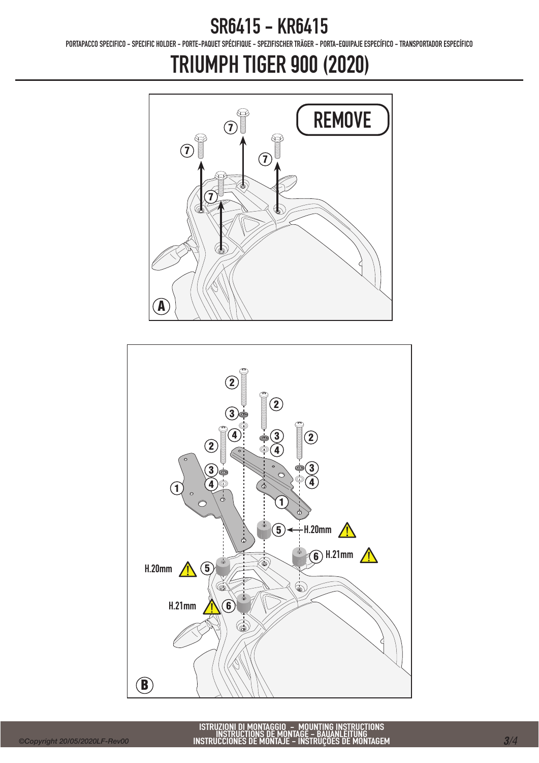# SR6415 - KR6415

PORTAPACCO SPECIFICO - SPECIFIC HOLDER - PORTE-PAQUET SPÉCIFIQUE - SPEZIFISCHER TRÄGER - PORTA-EQUIPAJE ESPECÍFICO - TRANSPORTADOR ESPECÍFICO

# TRIUMPH TIGER 900 (2020)

REMOVE

7 7 7 7

A

2 2 2

3 3 3

4 4 4

1 1

5 H.20mm

H.20mm 5

6 H.21mm

H.21mm 6

B

ISTRUZIONI DI MONTAGGIO - MOUNTING INSTRUCTIONS
INSTRUCTIONS DE MONTAGE - BAUANLEITUNG
INSTRUCCIONES DE MONTAJE - INSTRUÇÕES DE MONTAGEM

©Copyright 20/05/2020LF-Rev00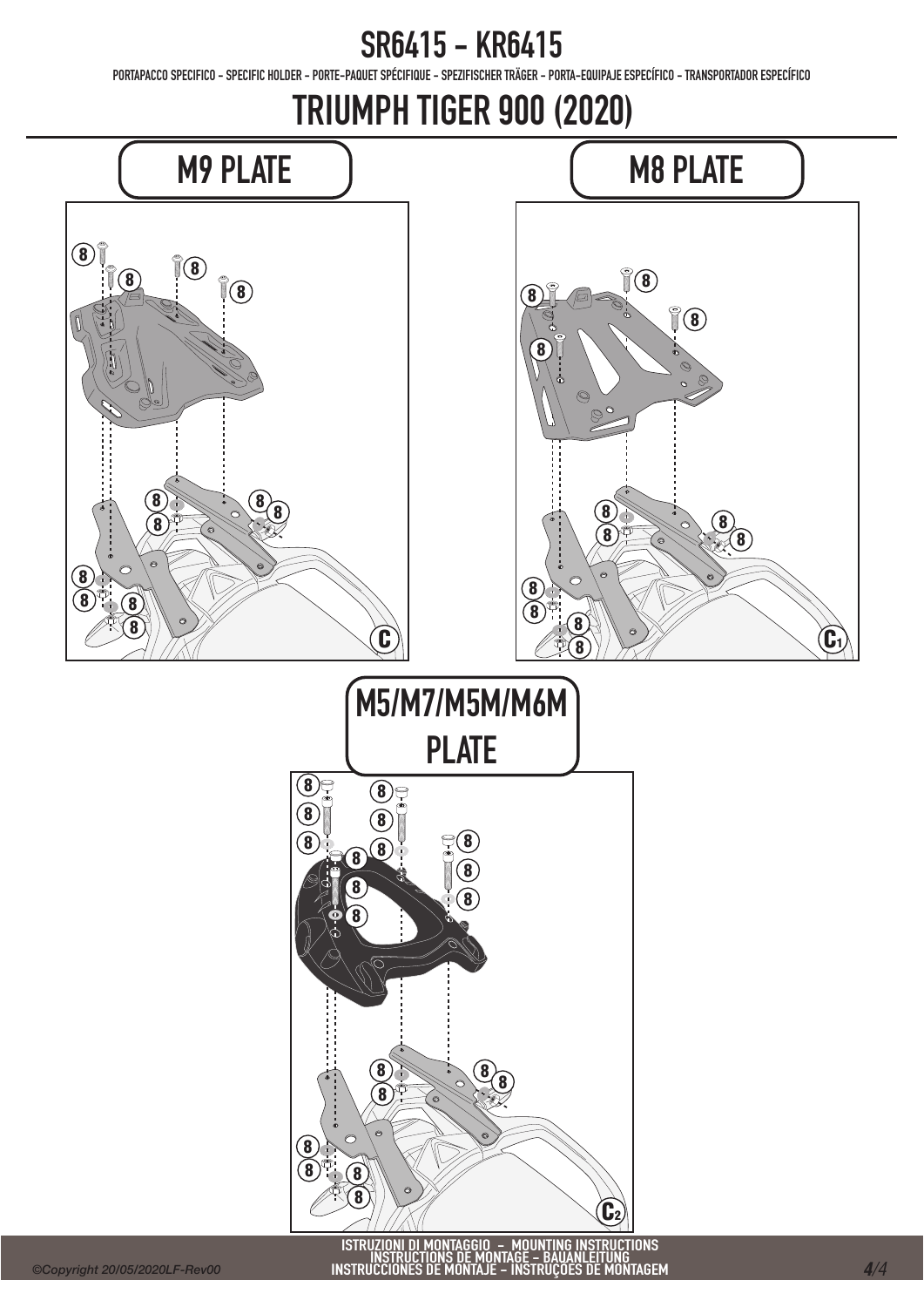# SR6415 - KR6415

PORTAPACCO SPECIFICO - SPECIFIC HOLDER - PORTE-PAQUET SPÉCIFIQUE - SPEZIFISCHER TRÄGER - PORTA-EQUIPAJE ESPECÍFICO - TRANSPORTADOR ESPECÍFICO

# TRIUMPH TIGER 900 (2020)

## M9 PLATE

8 8 8 8

8 8 8 8

8 8 8 8

C

## M8 PLATE

8 8 8 8

8 8 8 8

8 8 8 8

$C_1$

## M5/M7/M5M/M6M PLATE

8 8 8 8 8 8 8 8 8 8 8 8

8 8 8 8

8 8 8 8

$C_2$

ISTRUZIONI DI MONTAGGIO - MOUNTING INSTRUCTIONS
INSTRUCTIONS DE MONTAGE - BAUANLEITUNG
INSTRUCCIONES DE MONTAJE - INSTRUÇOES DE MONTAGEM

©Copyright 20/05/2020LF-Rev00